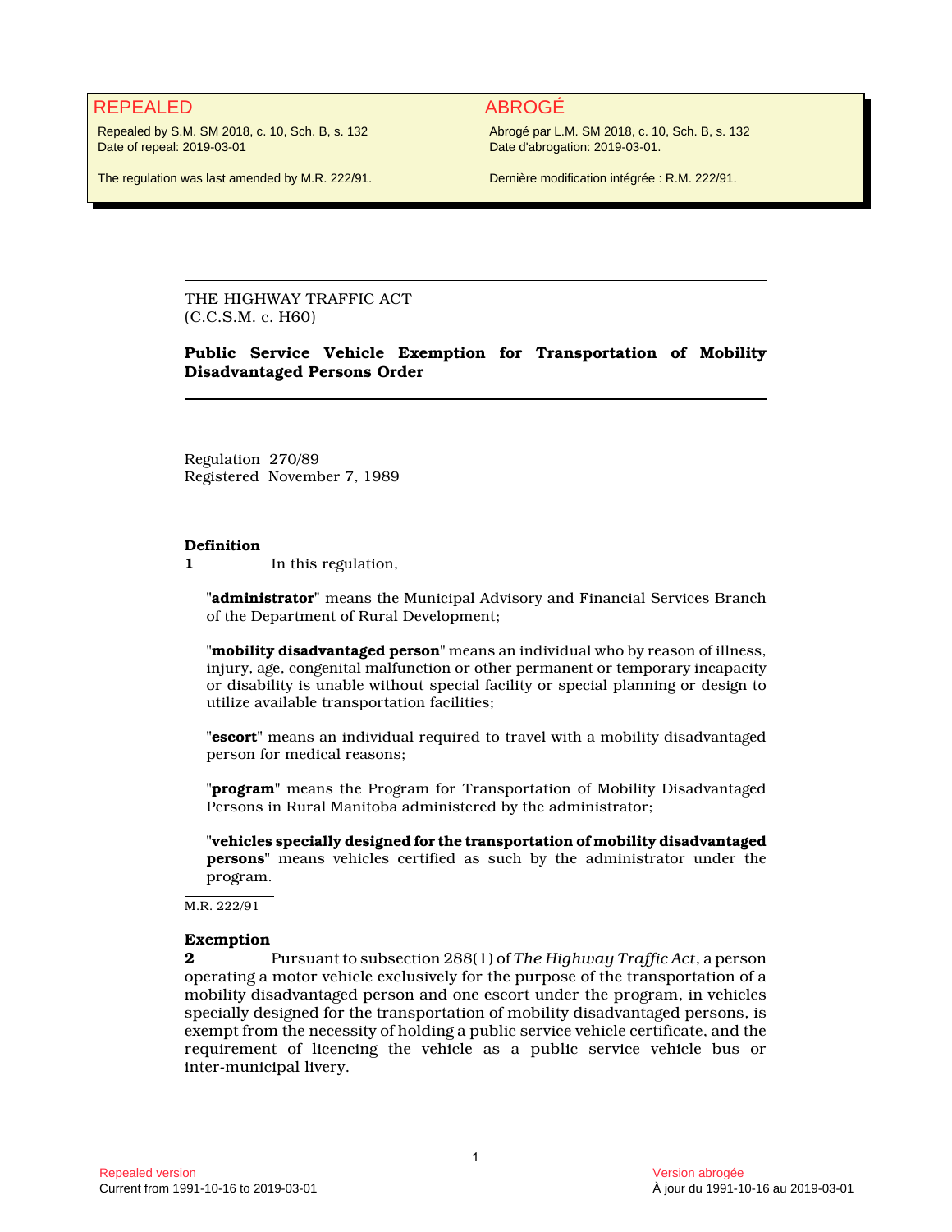REPEALED

Repealed by S.M. SM 2018, c. 10, Sch. B, s. 132
Date of repeal: 2019-03-01

The regulation was last amended by M.R. 222/91.

ABROGÉ

Abrogé par L.M. SM 2018, c. 10, Sch. B, s. 132
Date d'abrogation: 2019-03-01.

Dernière modification intégrée : R.M. 222/91.

---

THE HIGHWAY TRAFFIC ACT
(C.C.S.M. c. H60)

**Public Service Vehicle Exemption for Transportation of Mobility Disadvantaged Persons Order**

---

Regulation 270/89
Registered November 7, 1989

**Definition**

**1** In this regulation,

"**administrator**" means the Municipal Advisory and Financial Services Branch of the Department of Rural Development;

"**mobility disadvantaged person**" means an individual who by reason of illness, injury, age, congenital malfunction or other permanent or temporary incapacity or disability is unable without special facility or special planning or design to utilize available transportation facilities;

"**escort**" means an individual required to travel with a mobility disadvantaged person for medical reasons;

"**program**" means the Program for Transportation of Mobility Disadvantaged Persons in Rural Manitoba administered by the administrator;

"**vehicles specially designed for the transportation of mobility disadvantaged persons**" means vehicles certified as such by the administrator under the program.

M.R. 222/91

**Exemption**

**2** Pursuant to subsection 288(1) of *The Highway Traffic Act*, a person operating a motor vehicle exclusively for the purpose of the transportation of a mobility disadvantaged person and one escort under the program, in vehicles specially designed for the transportation of mobility disadvantaged persons, is exempt from the necessity of holding a public service vehicle certificate, and the requirement of licencing the vehicle as a public service vehicle bus or inter-municipal livery.

Repealed version
Current from 1991-10-16 to 2019-03-01

Version abrogée
À jour du 1991-10-16 au 2019-03-01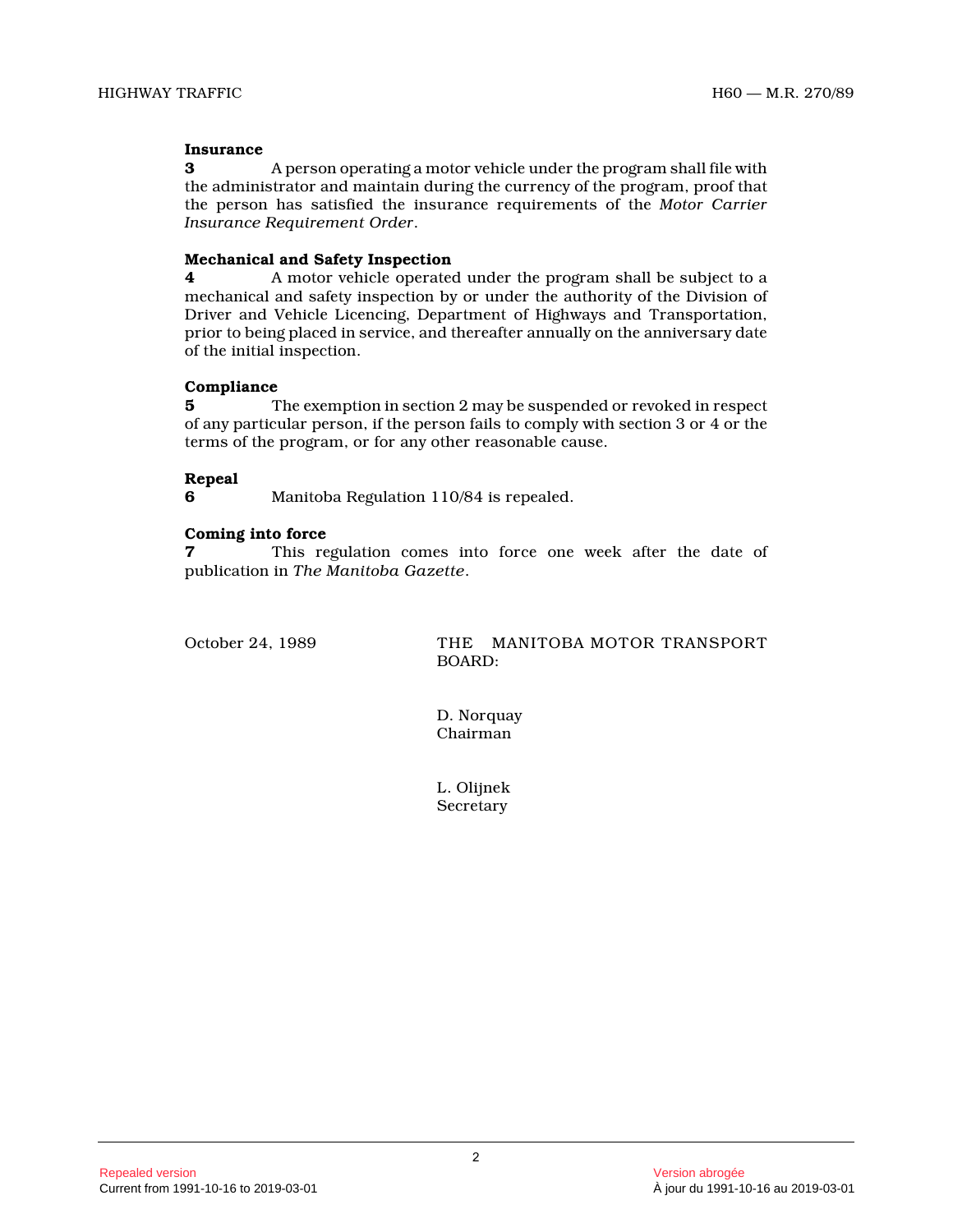**Insurance**

**3** A person operating a motor vehicle under the program shall file with the administrator and maintain during the currency of the program, proof that the person has satisfied the insurance requirements of the *Motor Carrier Insurance Requirement Order*.

**Mechanical and Safety Inspection**

**4** A motor vehicle operated under the program shall be subject to a mechanical and safety inspection by or under the authority of the Division of Driver and Vehicle Licencing, Department of Highways and Transportation, prior to being placed in service, and thereafter annually on the anniversary date of the initial inspection.

**Compliance**

**5** The exemption in section 2 may be suspended or revoked in respect of any particular person, if the person fails to comply with section 3 or 4 or the terms of the program, or for any other reasonable cause.

**Repeal**

**6** Manitoba Regulation 110/84 is repealed.

**Coming into force**

**7** This regulation comes into force one week after the date of publication in *The Manitoba Gazette*.

October 24, 1989

THE MANITOBA MOTOR TRANSPORT BOARD:

D. Norquay
Chairman

L. Olijnek
Secretary